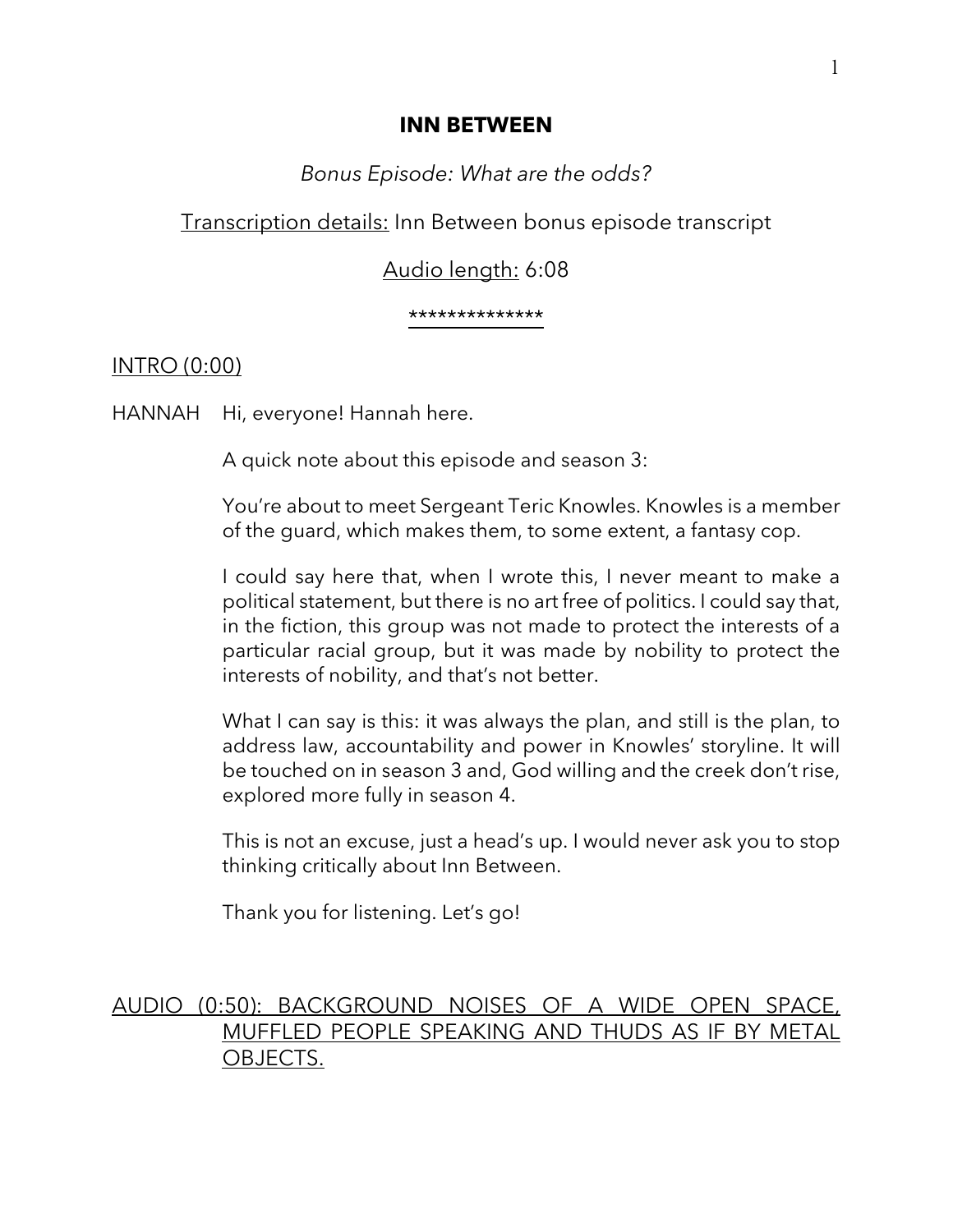# INN BETWEEN

*Bonus Episode: What are the odds?*

Transcription details: Inn Between bonus episode transcript

Audio length: 6:08

**************

INTRO (0:00)

HANNAH Hi, everyone! Hannah here.

A quick note about this episode and season 3:

You're about to meet Sergeant Teric Knowles. Knowles is a member of the guard, which makes them, to some extent, a fantasy cop.

I could say here that, when I wrote this, I never meant to make a political statement, but there is no art free of politics. I could say that, in the fiction, this group was not made to protect the interests of a particular racial group, but it was made by nobility to protect the interests of nobility, and that's not better.

What I can say is this: it was always the plan, and still is the plan, to address law, accountability and power in Knowles' storyline. It will be touched on in season 3 and, God willing and the creek don't rise, explored more fully in season 4.

This is not an excuse, just a head's up. I would never ask you to stop thinking critically about Inn Between.

Thank you for listening. Let's go!

AUDIO (0:50): BACKGROUND NOISES OF A WIDE OPEN SPACE, MUFFLED PEOPLE SPEAKING AND THUDS AS IF BY METAL OBJECTS.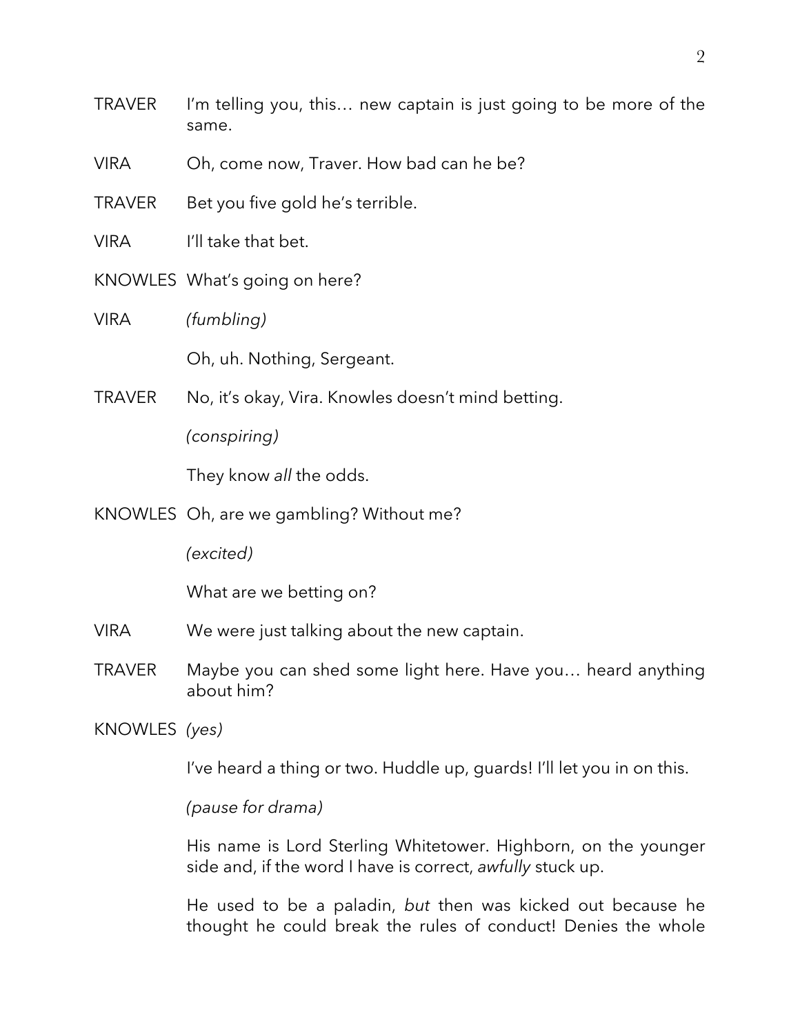TRAVER I'm telling you, this… new captain is just going to be more of the same.

VIRA Oh, come now, Traver. How bad can he be?

TRAVER Bet you five gold he's terrible.

VIRA I'll take that bet.

KNOWLES What's going on here?

VIRA *(fumbling)*

Oh, uh. Nothing, Sergeant.

TRAVER No, it's okay, Vira. Knowles doesn't mind betting.

*(conspiring)*

They know *all* the odds.

KNOWLES Oh, are we gambling? Without me?

*(excited)*

What are we betting on?

VIRA We were just talking about the new captain.

TRAVER Maybe you can shed some light here. Have you… heard anything about him?

KNOWLES *(yes)*

I've heard a thing or two. Huddle up, guards! I'll let you in on this.

*(pause for drama)*

His name is Lord Sterling Whitetower. Highborn, on the younger side and, if the word I have is correct, *awfully* stuck up.

He used to be a paladin, *but* then was kicked out because he thought he could break the rules of conduct! Denies the whole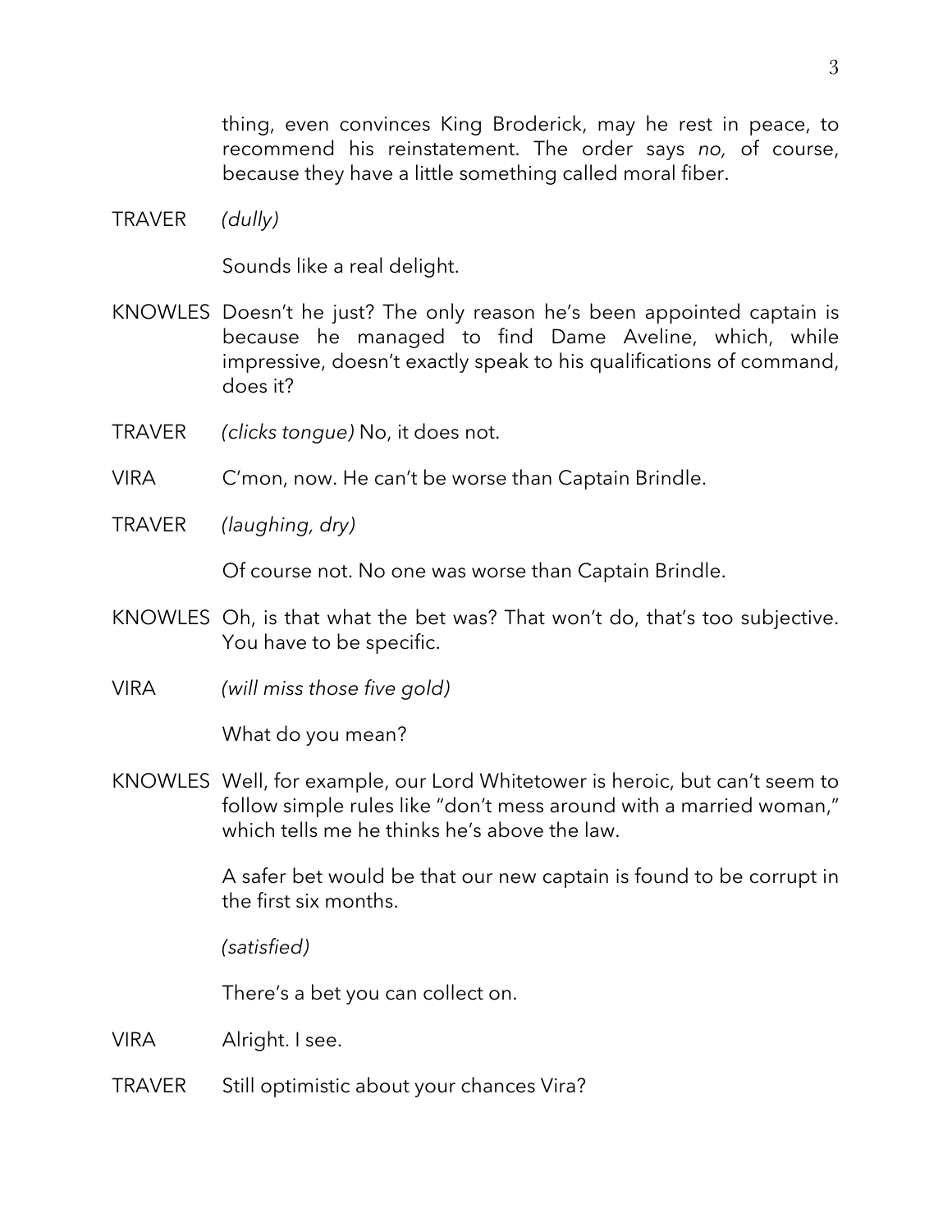thing, even convinces King Broderick, may he rest in peace, to recommend his reinstatement. The order says *no,* of course, because they have a little something called moral fiber.

TRAVER *(dully)*

Sounds like a real delight.

KNOWLES Doesn't he just? The only reason he's been appointed captain is because he managed to find Dame Aveline, which, while impressive, doesn't exactly speak to his qualifications of command, does it?

TRAVER *(clicks tongue)* No, it does not.

VIRA C'mon, now. He can't be worse than Captain Brindle.

TRAVER *(laughing, dry)*

Of course not. No one was worse than Captain Brindle.

KNOWLES Oh, is that what the bet was? That won't do, that's too subjective. You have to be specific.

VIRA *(will miss those five gold)*

What do you mean?

KNOWLES Well, for example, our Lord Whitetower is heroic, but can't seem to follow simple rules like "don't mess around with a married woman," which tells me he thinks he's above the law.

A safer bet would be that our new captain is found to be corrupt in the first six months.

*(satisfied)*

There's a bet you can collect on.

VIRA Alright. I see.

TRAVER Still optimistic about your chances Vira?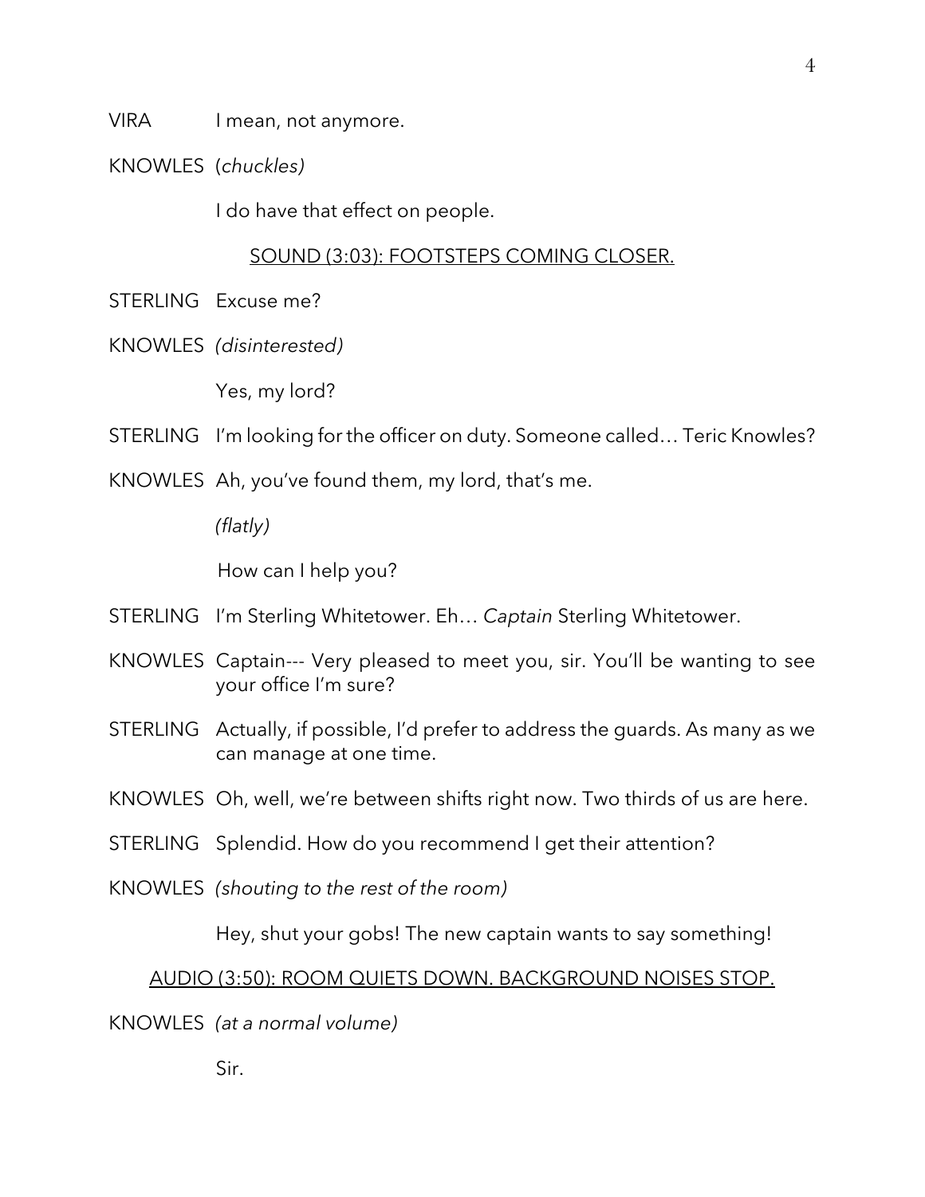VIRA I mean, not anymore.

KNOWLES (*chuckles)*

I do have that effect on people.

<u>SOUND (3:03): FOOTSTEPS COMING CLOSER.</u>

STERLING Excuse me?

KNOWLES *(disinterested)*

Yes, my lord?

STERLING I'm looking for the officer on duty. Someone called… Teric Knowles?

KNOWLES Ah, you've found them, my lord, that's me.

*(flatly)*

How can I help you?

STERLING I'm Sterling Whitetower. Eh… *Captain* Sterling Whitetower.

KNOWLES Captain--- Very pleased to meet you, sir. You'll be wanting to see your office I'm sure?

STERLING Actually, if possible, I'd prefer to address the guards. As many as we can manage at one time.

KNOWLES Oh, well, we're between shifts right now. Two thirds of us are here.

STERLING Splendid. How do you recommend I get their attention?

KNOWLES *(shouting to the rest of the room)*

Hey, shut your gobs! The new captain wants to say something!

<u>AUDIO (3:50): ROOM QUIETS DOWN. BACKGROUND NOISES STOP.</u>

KNOWLES *(at a normal volume)*

Sir.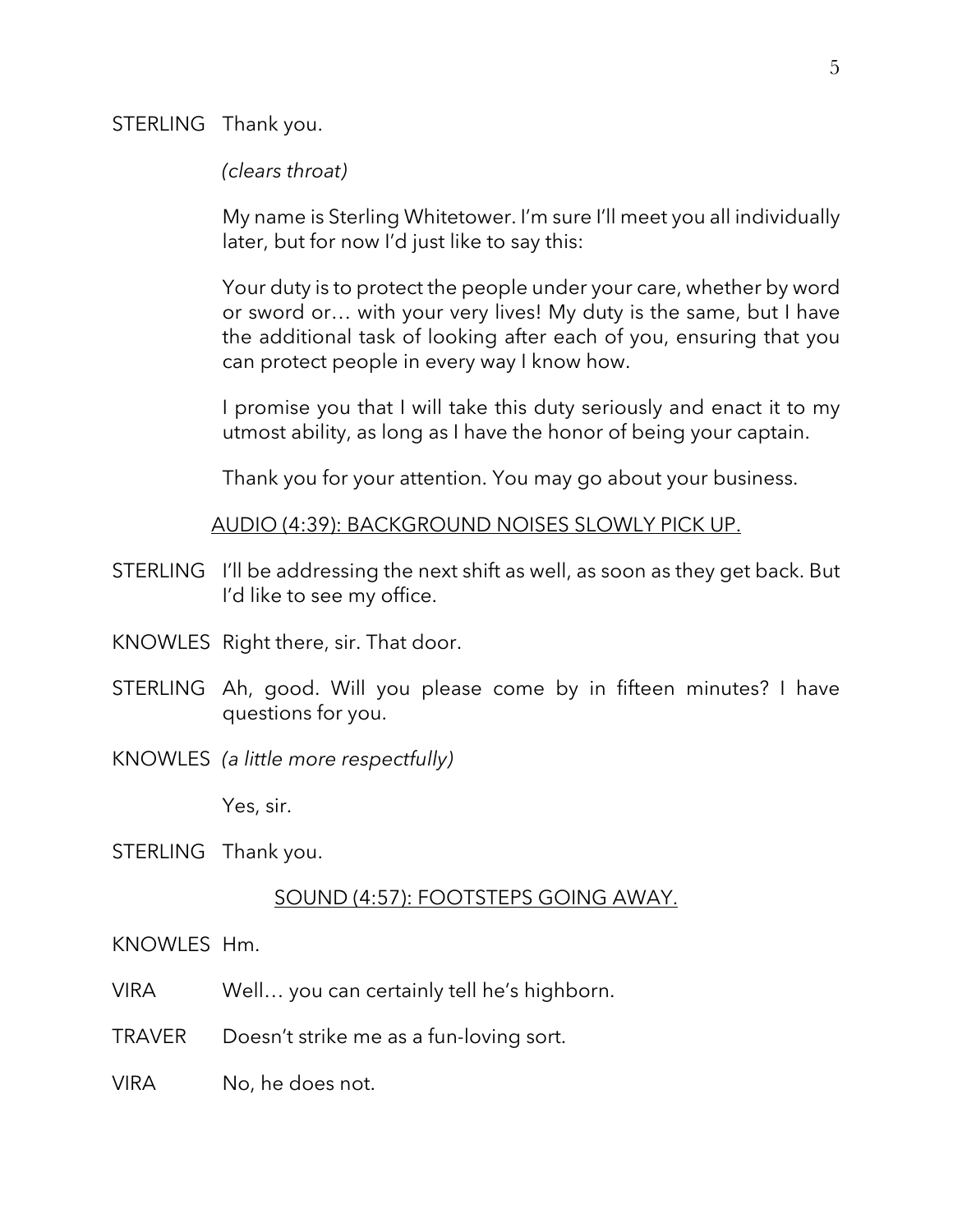STERLING Thank you.

*(clears throat)*

My name is Sterling Whitetower. I'm sure I'll meet you all individually later, but for now I'd just like to say this:

Your duty is to protect the people under your care, whether by word or sword or… with your very lives! My duty is the same, but I have the additional task of looking after each of you, ensuring that you can protect people in every way I know how.

I promise you that I will take this duty seriously and enact it to my utmost ability, as long as I have the honor of being your captain.

Thank you for your attention. You may go about your business.

<u>AUDIO (4:39): BACKGROUND NOISES SLOWLY PICK UP.</u>

STERLING I'll be addressing the next shift as well, as soon as they get back. But I'd like to see my office.

KNOWLES Right there, sir. That door.

STERLING Ah, good. Will you please come by in fifteen minutes? I have questions for you.

KNOWLES *(a little more respectfully)*

Yes, sir.

STERLING Thank you.

<u>SOUND (4:57): FOOTSTEPS GOING AWAY.</u>

KNOWLES Hm.

VIRA Well… you can certainly tell he's highborn.

TRAVER Doesn't strike me as a fun-loving sort.

VIRA No, he does not.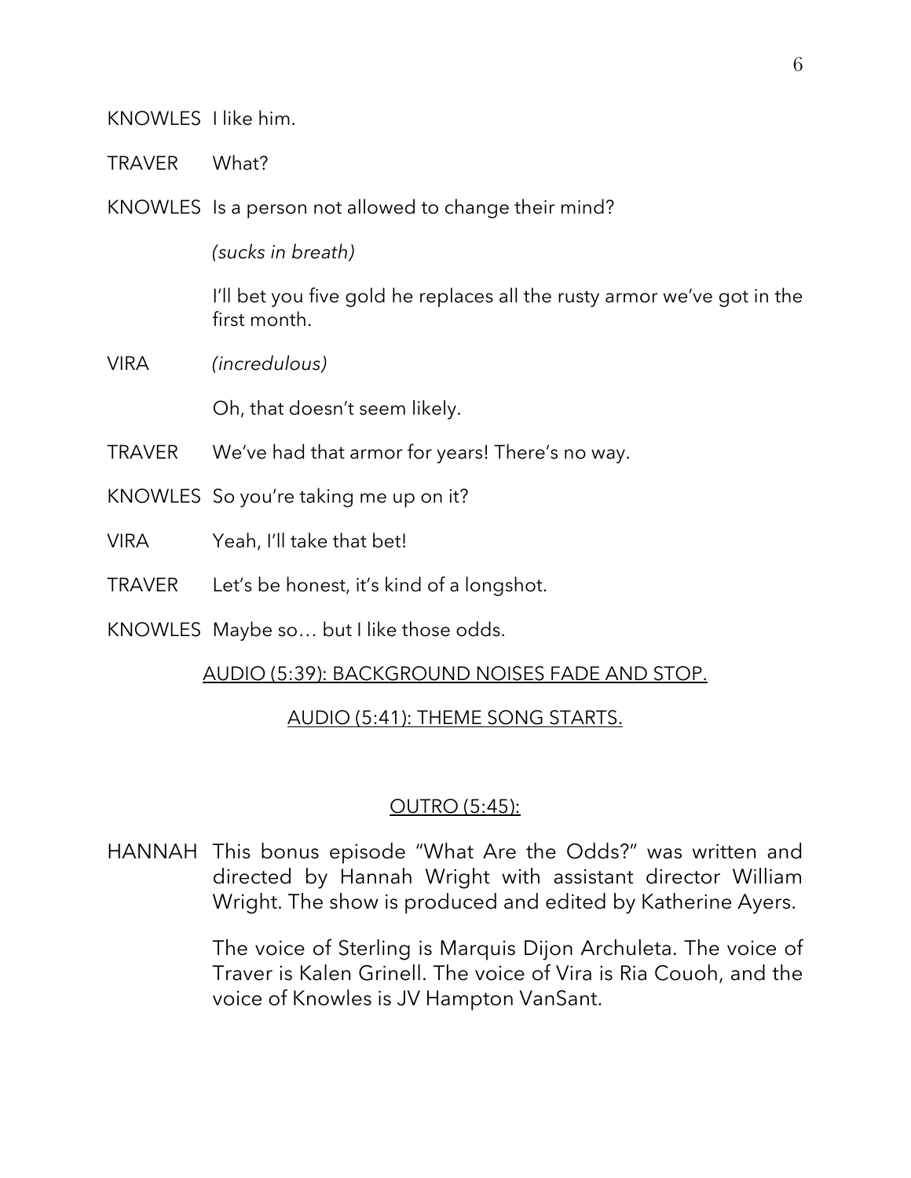KNOWLES I like him.

TRAVER What?

KNOWLES Is a person not allowed to change their mind?

*(sucks in breath)*

I'll bet you five gold he replaces all the rusty armor we've got in the first month.

VIRA *(incredulous)*

Oh, that doesn't seem likely.

TRAVER We've had that armor for years! There's no way.

KNOWLES So you're taking me up on it?

VIRA Yeah, I'll take that bet!

TRAVER Let's be honest, it's kind of a longshot.

KNOWLES Maybe so… but I like those odds.

<u>AUDIO (5:39): BACKGROUND NOISES FADE AND STOP.</u>

<u>AUDIO (5:41): THEME SONG STARTS.</u>

<u>OUTRO (5:45):</u>

HANNAH This bonus episode "What Are the Odds?" was written and directed by Hannah Wright with assistant director William Wright. The show is produced and edited by Katherine Ayers.

The voice of Sterling is Marquis Dijon Archuleta. The voice of Traver is Kalen Grinell. The voice of Vira is Ria Couoh, and the voice of Knowles is JV Hampton VanSant.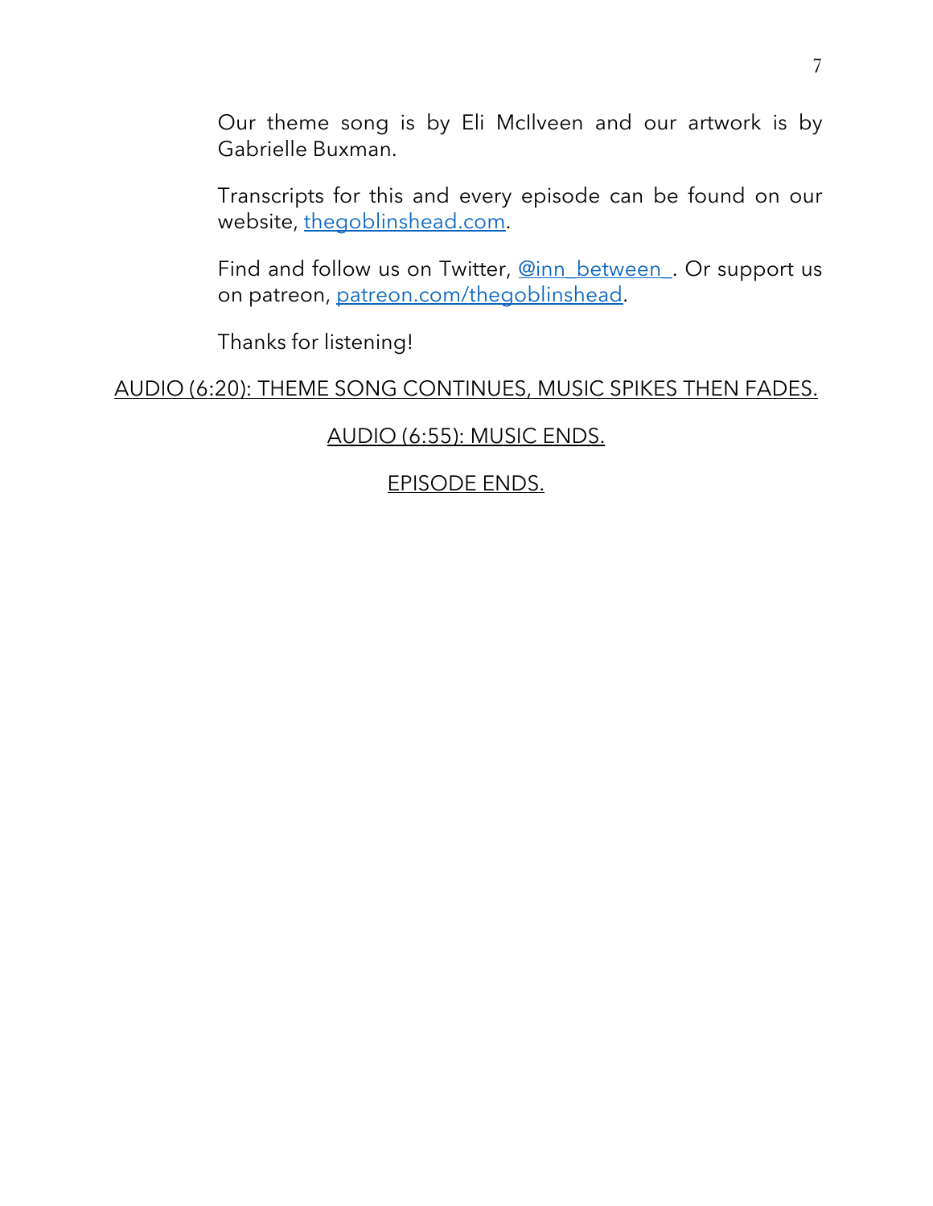Our theme song is by Eli McIlveen and our artwork is by Gabrielle Buxman.

Transcripts for this and every episode can be found on our website, [thegoblinshead.com](thegoblinshead.com).

Find and follow us on Twitter, [@inn_between_](@inn_between_). Or support us on patreon, [patreon.com/thegoblinshead](patreon.com/thegoblinshead).

Thanks for listening!

AUDIO (6:20): THEME SONG CONTINUES, MUSIC SPIKES THEN FADES.

AUDIO (6:55): MUSIC ENDS.

EPISODE ENDS.